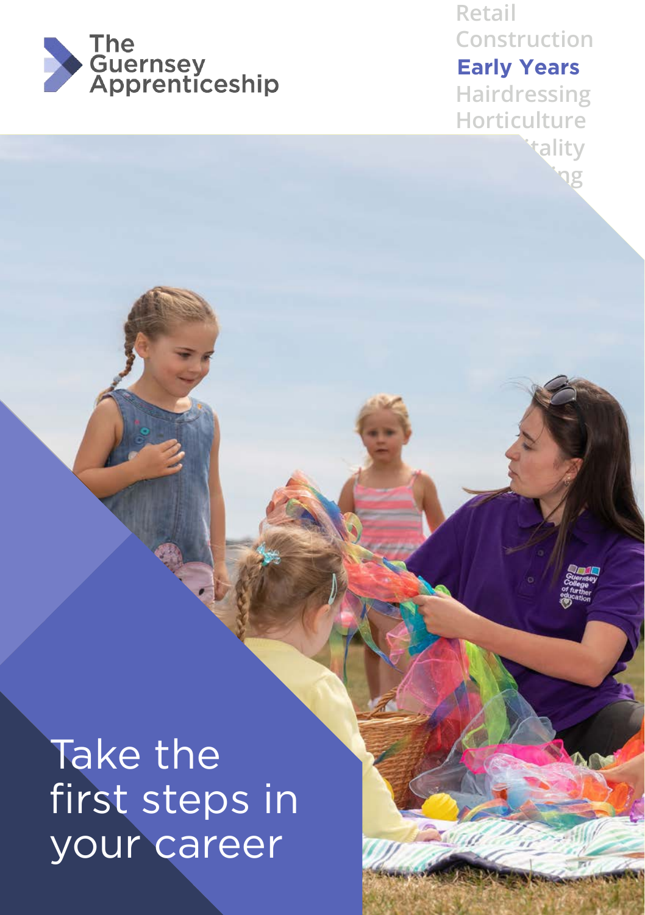The Guernsey Apprenticeship

Retail
Construction
**Early Years**
Hairdressing
Horticulture
Hospitality
Engineering

# Take the first steps in your career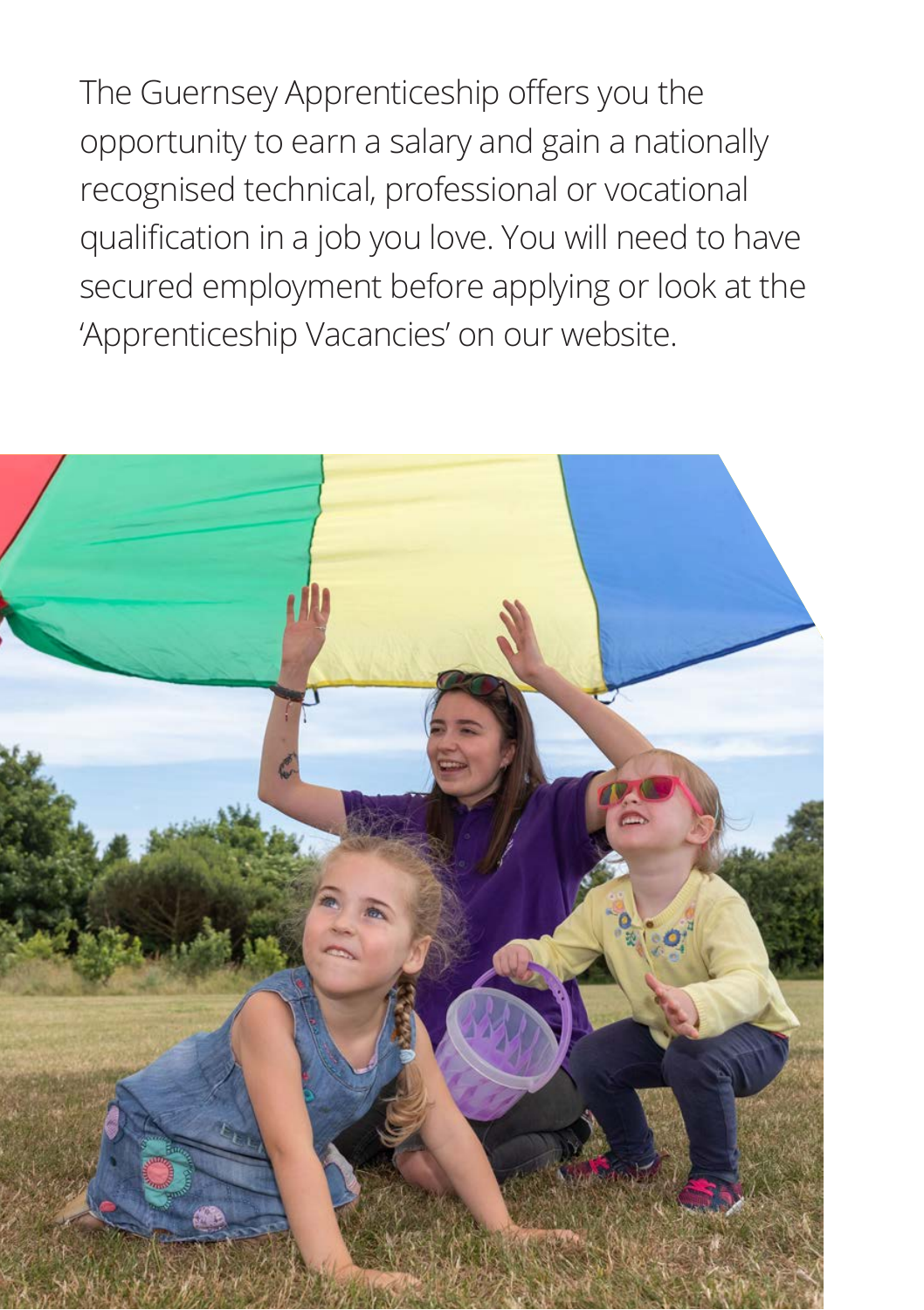The Guernsey Apprenticeship offers you the opportunity to earn a salary and gain a nationally recognised technical, professional or vocational qualification in a job you love. You will need to have secured employment before applying or look at the 'Apprenticeship Vacancies' on our website.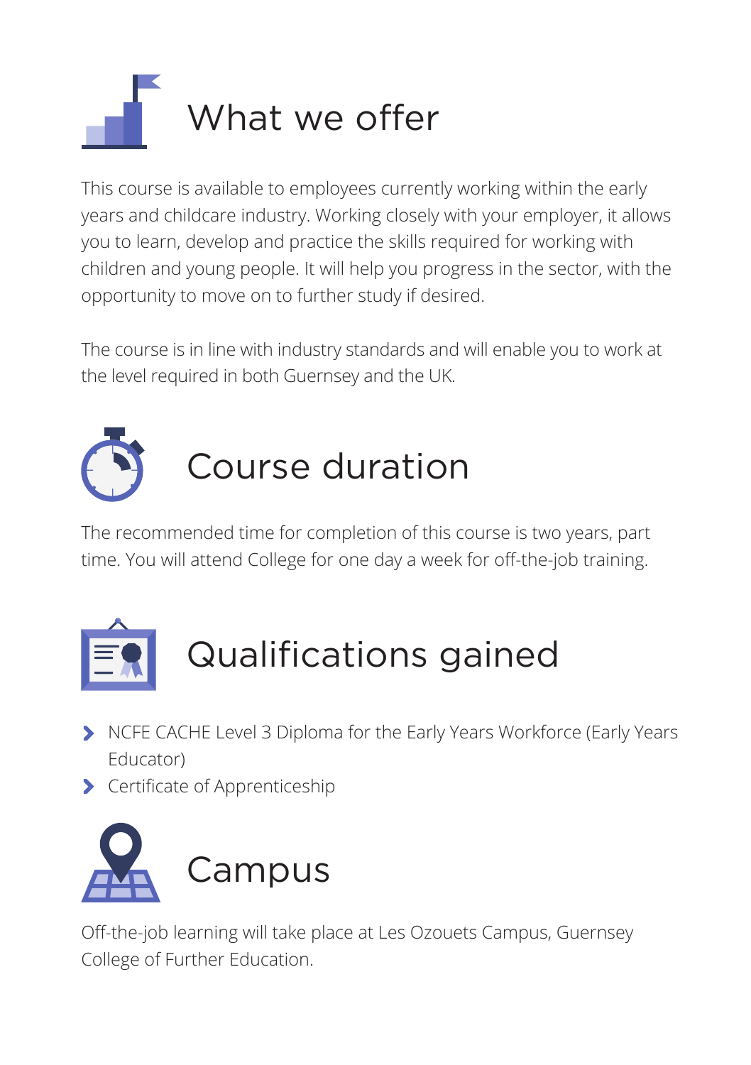# What we offer

This course is available to employees currently working within the early years and childcare industry. Working closely with your employer, it allows you to learn, develop and practice the skills required for working with children and young people. It will help you progress in the sector, with the opportunity to move on to further study if desired.

The course is in line with industry standards and will enable you to work at the level required in both Guernsey and the UK.

# Course duration

The recommended time for completion of this course is two years, part time. You will attend College for one day a week for off-the-job training.

# Qualifications gained

- NCFE CACHE Level 3 Diploma for the Early Years Workforce (Early Years Educator)
- Certificate of Apprenticeship

# Campus

Off-the-job learning will take place at Les Ozouets Campus, Guernsey College of Further Education.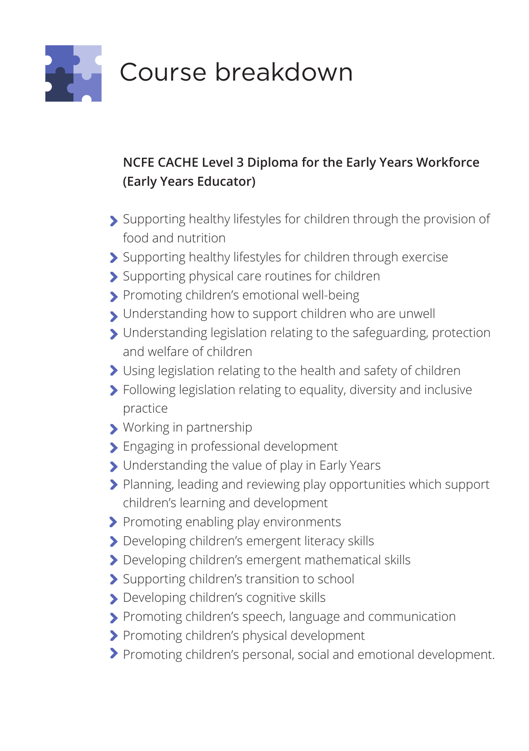# Course breakdown

**NCFE CACHE Level 3 Diploma for the Early Years Workforce (Early Years Educator)**

- Supporting healthy lifestyles for children through the provision of food and nutrition
- Supporting healthy lifestyles for children through exercise
- Supporting physical care routines for children
- Promoting children's emotional well-being
- Understanding how to support children who are unwell
- Understanding legislation relating to the safeguarding, protection and welfare of children
- Using legislation relating to the health and safety of children
- Following legislation relating to equality, diversity and inclusive practice
- Working in partnership
- Engaging in professional development
- Understanding the value of play in Early Years
- Planning, leading and reviewing play opportunities which support children's learning and development
- Promoting enabling play environments
- Developing children's emergent literacy skills
- Developing children's emergent mathematical skills
- Supporting children's transition to school
- Developing children's cognitive skills
- Promoting children's speech, language and communication
- Promoting children's physical development
- Promoting children's personal, social and emotional development.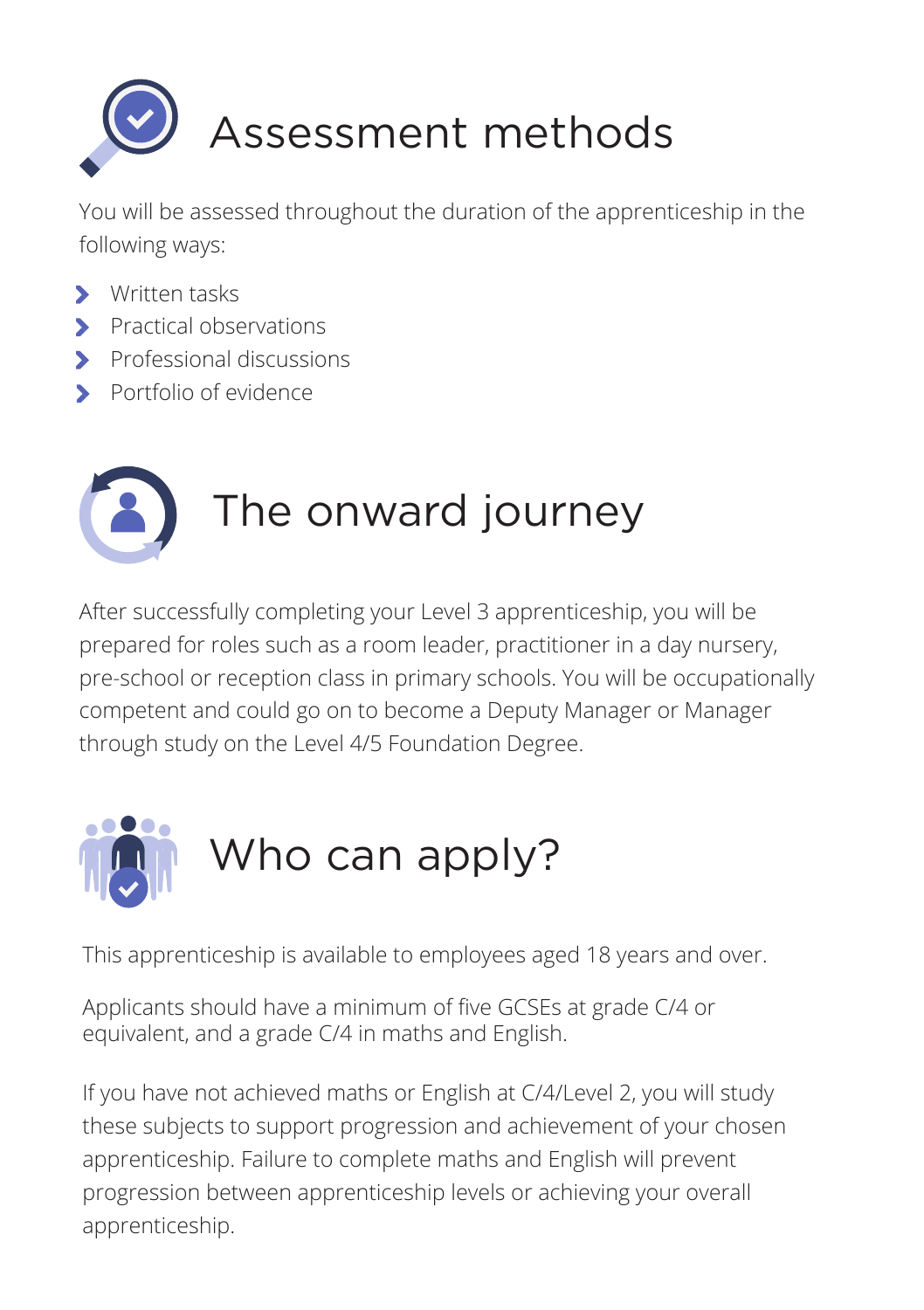# Assessment methods

You will be assessed throughout the duration of the apprenticeship in the following ways:

- Written tasks
- Practical observations
- Professional discussions
- Portfolio of evidence

# The onward journey

After successfully completing your Level 3 apprenticeship, you will be prepared for roles such as a room leader, practitioner in a day nursery, pre-school or reception class in primary schools. You will be occupationally competent and could go on to become a Deputy Manager or Manager through study on the Level 4/5 Foundation Degree.

# Who can apply?

This apprenticeship is available to employees aged 18 years and over.

Applicants should have a minimum of five GCSEs at grade C/4 or equivalent, and a grade C/4 in maths and English.

If you have not achieved maths or English at C/4/Level 2, you will study these subjects to support progression and achievement of your chosen apprenticeship. Failure to complete maths and English will prevent progression between apprenticeship levels or achieving your overall apprenticeship.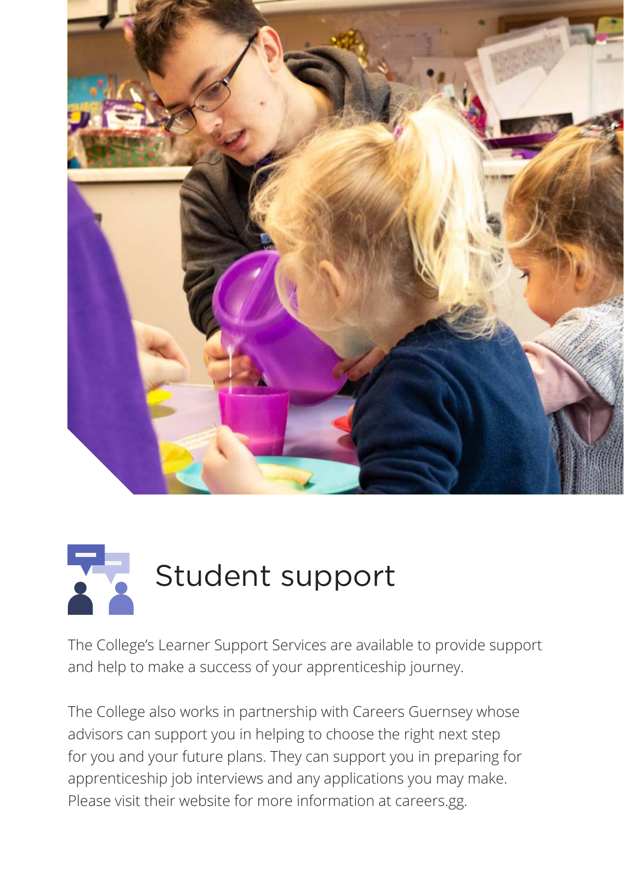# Student support

The College's Learner Support Services are available to provide support and help to make a success of your apprenticeship journey.

The College also works in partnership with Careers Guernsey whose advisors can support you in helping to choose the right next step for you and your future plans. They can support you in preparing for apprenticeship job interviews and any applications you may make. Please visit their website for more information at careers.gg.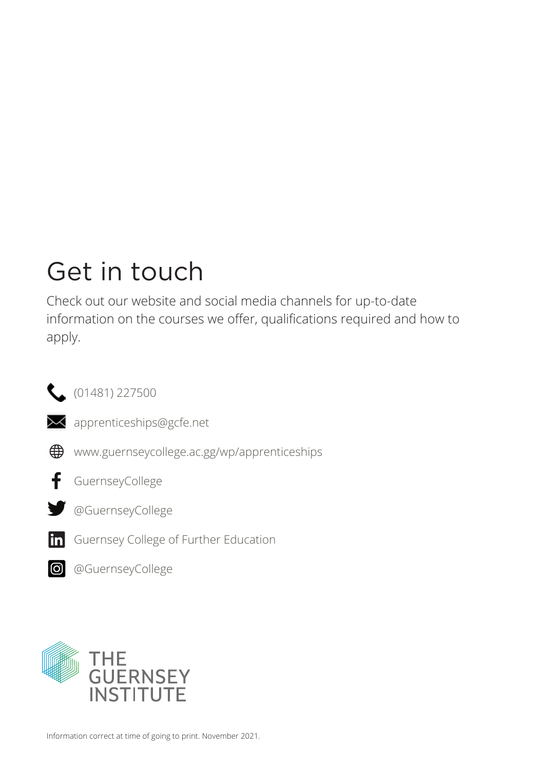# Get in touch

Check out our website and social media channels for up-to-date information on the courses we offer, qualifications required and how to apply.

(01481) 227500

apprenticeships@gcfe.net

www.guernseycollege.ac.gg/wp/apprenticeships

GuernseyCollege

@GuernseyCollege

Guernsey College of Further Education

@GuernseyCollege

THE GUERNSEY INSTITUTE

Information correct at time of going to print. November 2021.